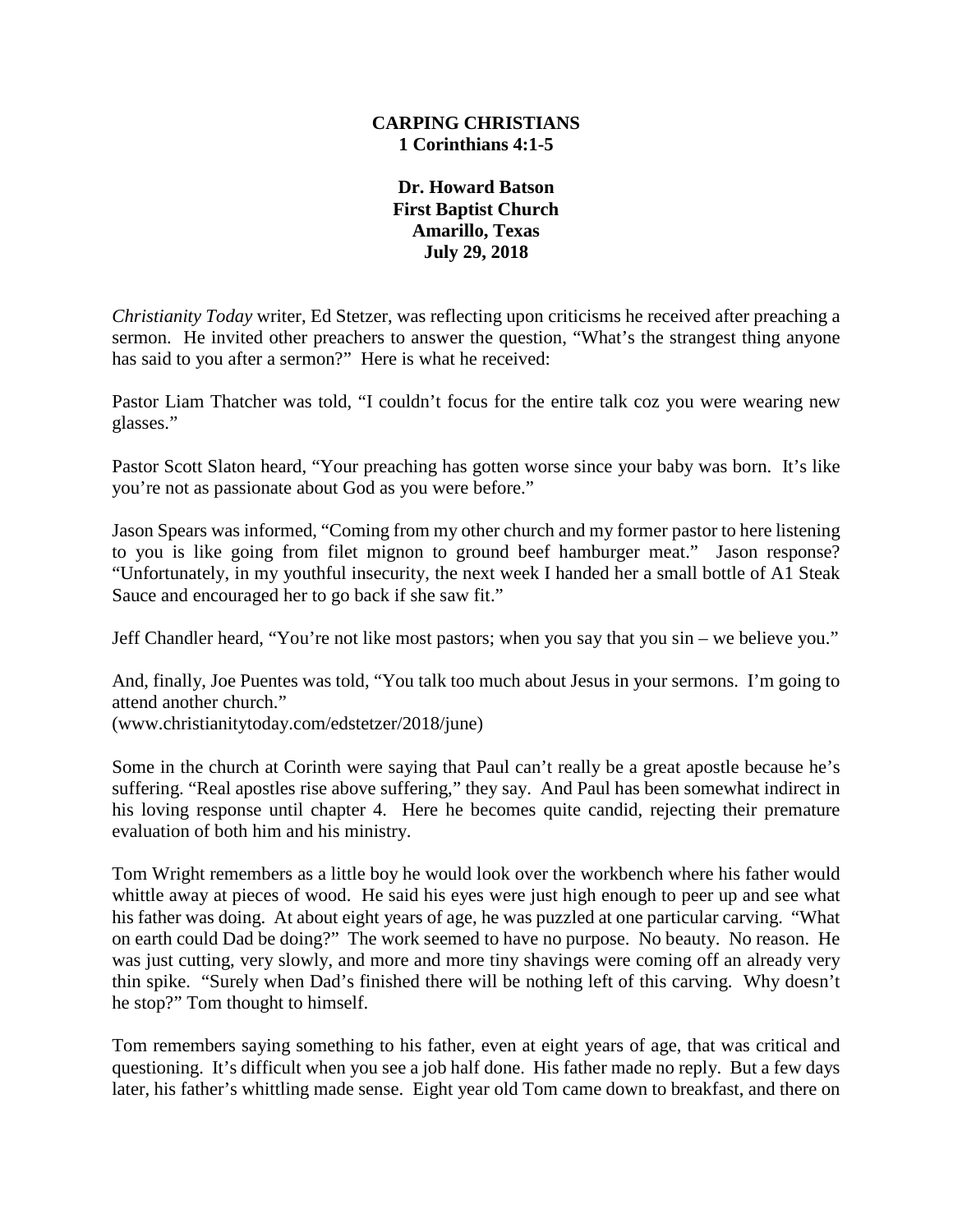**CARPING CHRISTIANS**
**1 Corinthians 4:1-5**

**Dr. Howard Batson**
**First Baptist Church**
**Amarillo, Texas**
**July 29, 2018**

*Christianity Today* writer, Ed Stetzer, was reflecting upon criticisms he received after preaching a sermon. He invited other preachers to answer the question, "What's the strangest thing anyone has said to you after a sermon?" Here is what he received:

Pastor Liam Thatcher was told, "I couldn't focus for the entire talk coz you were wearing new glasses."

Pastor Scott Slaton heard, "Your preaching has gotten worse since your baby was born. It's like you're not as passionate about God as you were before."

Jason Spears was informed, "Coming from my other church and my former pastor to here listening to you is like going from filet mignon to ground beef hamburger meat." Jason response? "Unfortunately, in my youthful insecurity, the next week I handed her a small bottle of A1 Steak Sauce and encouraged her to go back if she saw fit."

Jeff Chandler heard, "You're not like most pastors; when you say that you sin – we believe you."

And, finally, Joe Puentes was told, "You talk too much about Jesus in your sermons. I'm going to attend another church."
(www.christianitytoday.com/edstetzer/2018/june)

Some in the church at Corinth were saying that Paul can't really be a great apostle because he's suffering. "Real apostles rise above suffering," they say. And Paul has been somewhat indirect in his loving response until chapter 4. Here he becomes quite candid, rejecting their premature evaluation of both him and his ministry.

Tom Wright remembers as a little boy he would look over the workbench where his father would whittle away at pieces of wood. He said his eyes were just high enough to peer up and see what his father was doing. At about eight years of age, he was puzzled at one particular carving. "What on earth could Dad be doing?" The work seemed to have no purpose. No beauty. No reason. He was just cutting, very slowly, and more and more tiny shavings were coming off an already very thin spike. "Surely when Dad's finished there will be nothing left of this carving. Why doesn't he stop?" Tom thought to himself.

Tom remembers saying something to his father, even at eight years of age, that was critical and questioning. It's difficult when you see a job half done. His father made no reply. But a few days later, his father's whittling made sense. Eight year old Tom came down to breakfast, and there on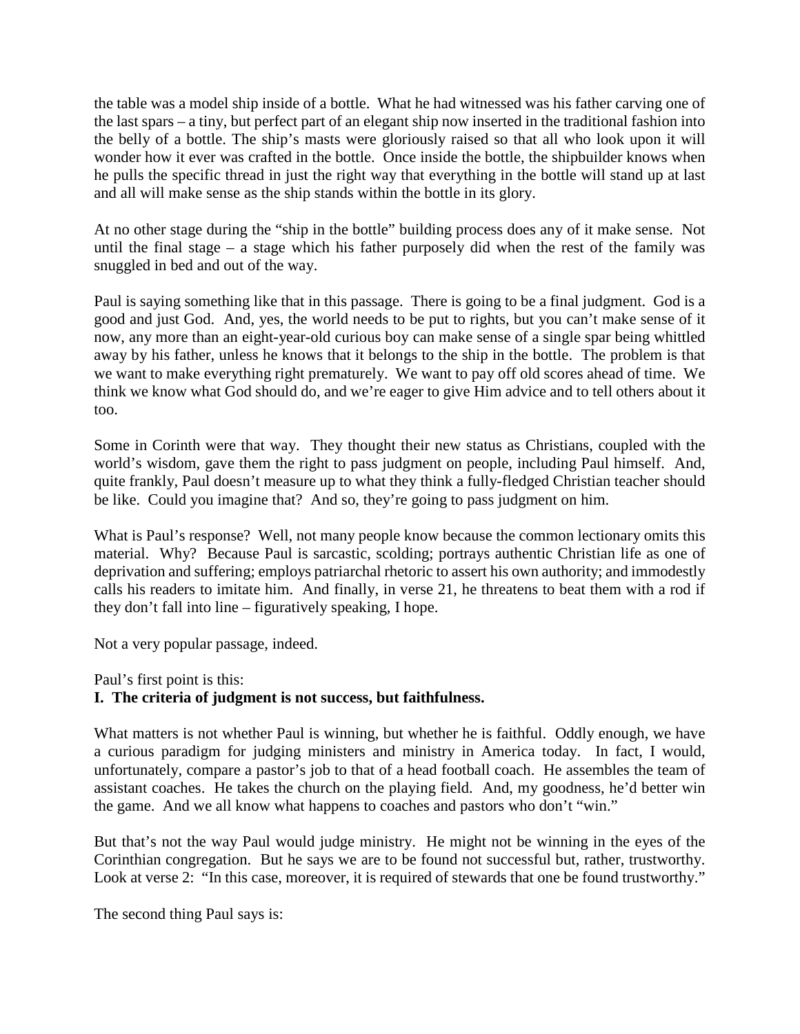the table was a model ship inside of a bottle. What he had witnessed was his father carving one of the last spars – a tiny, but perfect part of an elegant ship now inserted in the traditional fashion into the belly of a bottle. The ship's masts were gloriously raised so that all who look upon it will wonder how it ever was crafted in the bottle. Once inside the bottle, the shipbuilder knows when he pulls the specific thread in just the right way that everything in the bottle will stand up at last and all will make sense as the ship stands within the bottle in its glory.

At no other stage during the "ship in the bottle" building process does any of it make sense. Not until the final stage – a stage which his father purposely did when the rest of the family was snuggled in bed and out of the way.

Paul is saying something like that in this passage. There is going to be a final judgment. God is a good and just God. And, yes, the world needs to be put to rights, but you can't make sense of it now, any more than an eight-year-old curious boy can make sense of a single spar being whittled away by his father, unless he knows that it belongs to the ship in the bottle. The problem is that we want to make everything right prematurely. We want to pay off old scores ahead of time. We think we know what God should do, and we're eager to give Him advice and to tell others about it too.

Some in Corinth were that way. They thought their new status as Christians, coupled with the world's wisdom, gave them the right to pass judgment on people, including Paul himself. And, quite frankly, Paul doesn't measure up to what they think a fully-fledged Christian teacher should be like. Could you imagine that? And so, they're going to pass judgment on him.

What is Paul's response? Well, not many people know because the common lectionary omits this material. Why? Because Paul is sarcastic, scolding; portrays authentic Christian life as one of deprivation and suffering; employs patriarchal rhetoric to assert his own authority; and immodestly calls his readers to imitate him. And finally, in verse 21, he threatens to beat them with a rod if they don't fall into line – figuratively speaking, I hope.

Not a very popular passage, indeed.

Paul's first point is this:

**I. The criteria of judgment is not success, but faithfulness.**

What matters is not whether Paul is winning, but whether he is faithful. Oddly enough, we have a curious paradigm for judging ministers and ministry in America today. In fact, I would, unfortunately, compare a pastor's job to that of a head football coach. He assembles the team of assistant coaches. He takes the church on the playing field. And, my goodness, he'd better win the game. And we all know what happens to coaches and pastors who don't "win."

But that's not the way Paul would judge ministry. He might not be winning in the eyes of the Corinthian congregation. But he says we are to be found not successful but, rather, trustworthy. Look at verse 2: "In this case, moreover, it is required of stewards that one be found trustworthy."

The second thing Paul says is: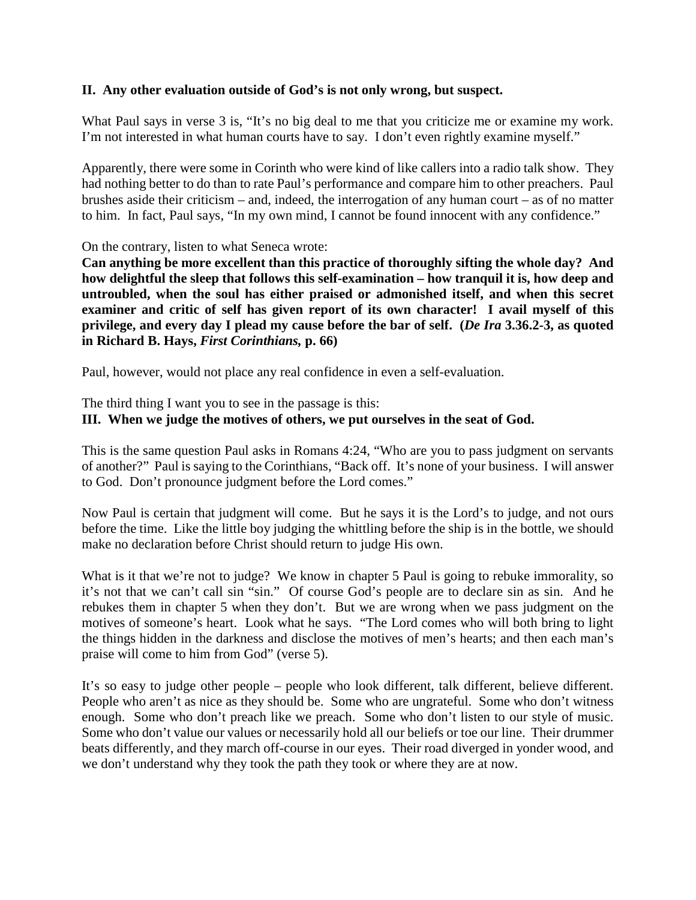**II. Any other evaluation outside of God's is not only wrong, but suspect.**

What Paul says in verse 3 is, "It's no big deal to me that you criticize me or examine my work. I'm not interested in what human courts have to say. I don't even rightly examine myself."

Apparently, there were some in Corinth who were kind of like callers into a radio talk show. They had nothing better to do than to rate Paul's performance and compare him to other preachers. Paul brushes aside their criticism – and, indeed, the interrogation of any human court – as of no matter to him. In fact, Paul says, "In my own mind, I cannot be found innocent with any confidence."

On the contrary, listen to what Seneca wrote:
**Can anything be more excellent than this practice of thoroughly sifting the whole day? And how delightful the sleep that follows this self-examination – how tranquil it is, how deep and untroubled, when the soul has either praised or admonished itself, and when this secret examiner and critic of self has given report of its own character! I avail myself of this privilege, and every day I plead my cause before the bar of self. (*De Ira* 3.36.2-3, as quoted in Richard B. Hays, *First Corinthians,* p. 66)**

Paul, however, would not place any real confidence in even a self-evaluation.

The third thing I want you to see in the passage is this:
**III. When we judge the motives of others, we put ourselves in the seat of God.**

This is the same question Paul asks in Romans 4:24, "Who are you to pass judgment on servants of another?" Paul is saying to the Corinthians, "Back off. It's none of your business. I will answer to God. Don't pronounce judgment before the Lord comes."

Now Paul is certain that judgment will come. But he says it is the Lord's to judge, and not ours before the time. Like the little boy judging the whittling before the ship is in the bottle, we should make no declaration before Christ should return to judge His own.

What is it that we're not to judge? We know in chapter 5 Paul is going to rebuke immorality, so it's not that we can't call sin "sin." Of course God's people are to declare sin as sin. And he rebukes them in chapter 5 when they don't. But we are wrong when we pass judgment on the motives of someone's heart. Look what he says. "The Lord comes who will both bring to light the things hidden in the darkness and disclose the motives of men's hearts; and then each man's praise will come to him from God" (verse 5).

It's so easy to judge other people – people who look different, talk different, believe different. People who aren't as nice as they should be. Some who are ungrateful. Some who don't witness enough. Some who don't preach like we preach. Some who don't listen to our style of music. Some who don't value our values or necessarily hold all our beliefs or toe our line. Their drummer beats differently, and they march off-course in our eyes. Their road diverged in yonder wood, and we don't understand why they took the path they took or where they are at now.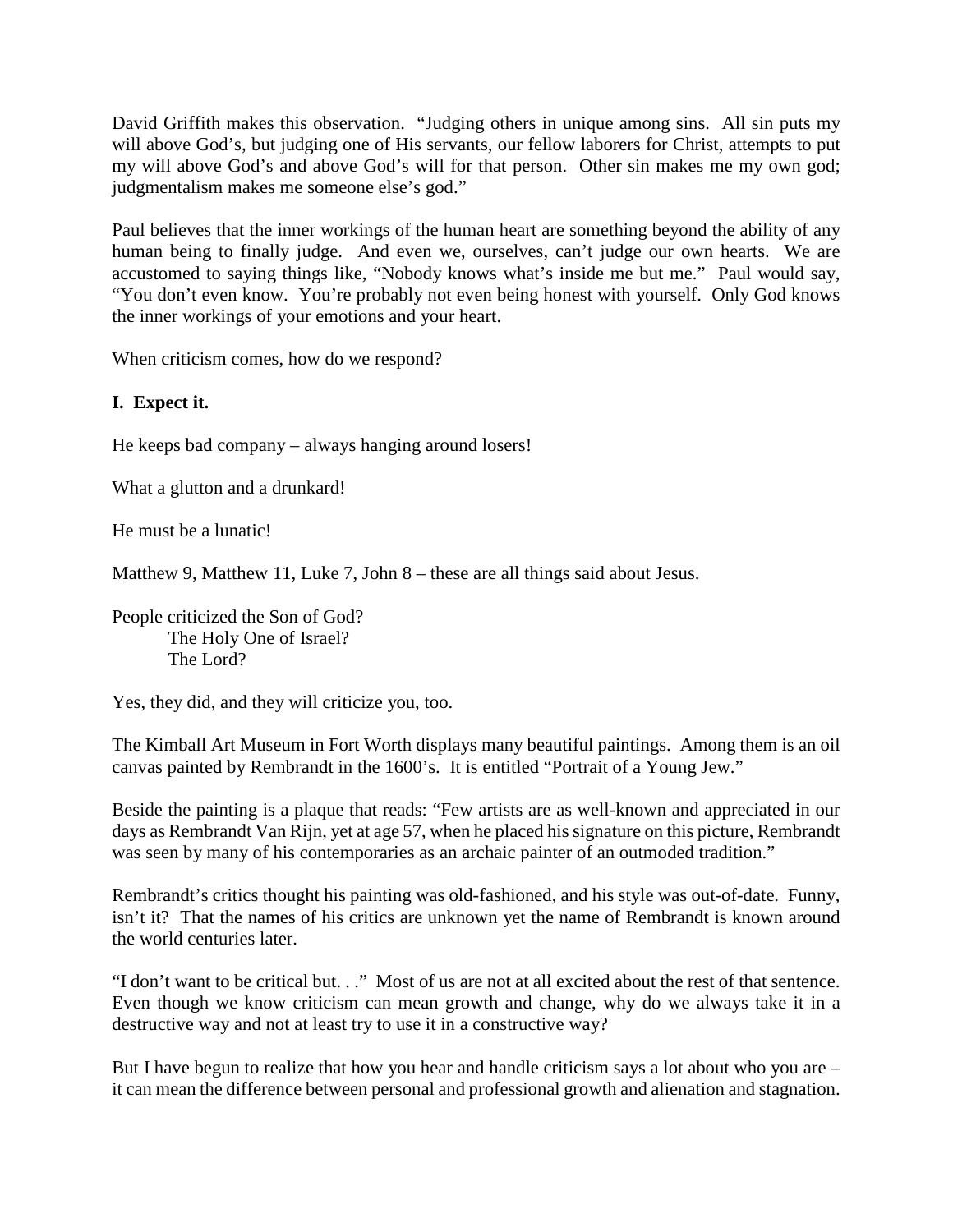David Griffith makes this observation. "Judging others in unique among sins. All sin puts my will above God's, but judging one of His servants, our fellow laborers for Christ, attempts to put my will above God's and above God's will for that person. Other sin makes me my own god; judgmentalism makes me someone else's god."

Paul believes that the inner workings of the human heart are something beyond the ability of any human being to finally judge. And even we, ourselves, can't judge our own hearts. We are accustomed to saying things like, "Nobody knows what's inside me but me." Paul would say, "You don't even know. You're probably not even being honest with yourself. Only God knows the inner workings of your emotions and your heart.

When criticism comes, how do we respond?

**I. Expect it.**

He keeps bad company – always hanging around losers!

What a glutton and a drunkard!

He must be a lunatic!

Matthew 9, Matthew 11, Luke 7, John 8 – these are all things said about Jesus.

People criticized the Son of God?
 The Holy One of Israel?
 The Lord?

Yes, they did, and they will criticize you, too.

The Kimball Art Museum in Fort Worth displays many beautiful paintings. Among them is an oil canvas painted by Rembrandt in the 1600's. It is entitled "Portrait of a Young Jew."

Beside the painting is a plaque that reads: "Few artists are as well-known and appreciated in our days as Rembrandt Van Rijn, yet at age 57, when he placed his signature on this picture, Rembrandt was seen by many of his contemporaries as an archaic painter of an outmoded tradition."

Rembrandt's critics thought his painting was old-fashioned, and his style was out-of-date. Funny, isn't it? That the names of his critics are unknown yet the name of Rembrandt is known around the world centuries later.

"I don't want to be critical but. . ." Most of us are not at all excited about the rest of that sentence. Even though we know criticism can mean growth and change, why do we always take it in a destructive way and not at least try to use it in a constructive way?

But I have begun to realize that how you hear and handle criticism says a lot about who you are – it can mean the difference between personal and professional growth and alienation and stagnation.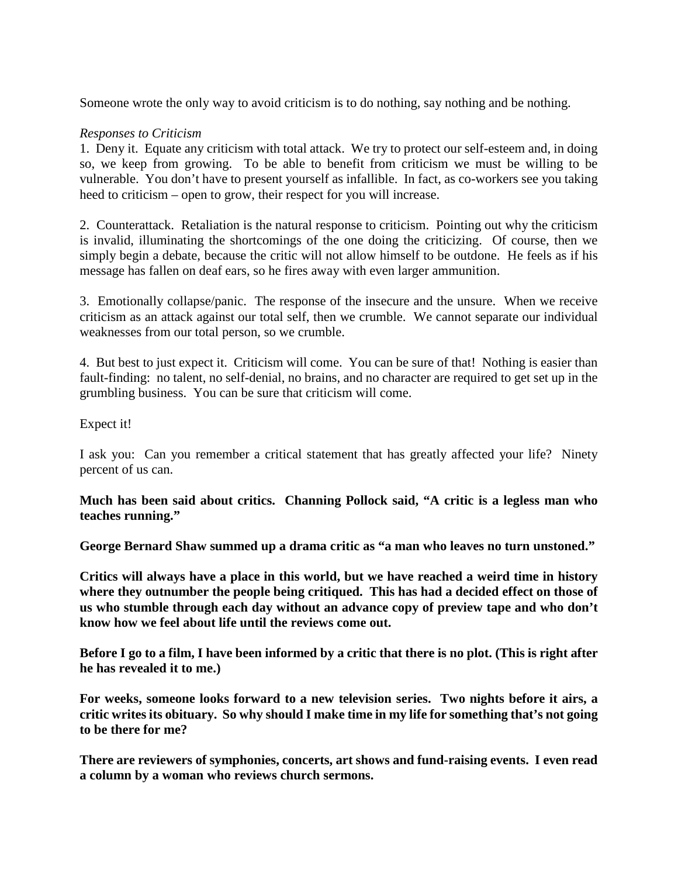Someone wrote the only way to avoid criticism is to do nothing, say nothing and be nothing.

*Responses to Criticism*

1. Deny it. Equate any criticism with total attack. We try to protect our self-esteem and, in doing so, we keep from growing. To be able to benefit from criticism we must be willing to be vulnerable. You don't have to present yourself as infallible. In fact, as co-workers see you taking heed to criticism – open to grow, their respect for you will increase.

2. Counterattack. Retaliation is the natural response to criticism. Pointing out why the criticism is invalid, illuminating the shortcomings of the one doing the criticizing. Of course, then we simply begin a debate, because the critic will not allow himself to be outdone. He feels as if his message has fallen on deaf ears, so he fires away with even larger ammunition.

3. Emotionally collapse/panic. The response of the insecure and the unsure. When we receive criticism as an attack against our total self, then we crumble. We cannot separate our individual weaknesses from our total person, so we crumble.

4. But best to just expect it. Criticism will come. You can be sure of that! Nothing is easier than fault-finding: no talent, no self-denial, no brains, and no character are required to get set up in the grumbling business. You can be sure that criticism will come.

Expect it!

I ask you: Can you remember a critical statement that has greatly affected your life? Ninety percent of us can.

**Much has been said about critics. Channing Pollock said, "A critic is a legless man who teaches running."**

**George Bernard Shaw summed up a drama critic as "a man who leaves no turn unstoned."**

**Critics will always have a place in this world, but we have reached a weird time in history where they outnumber the people being critiqued. This has had a decided effect on those of us who stumble through each day without an advance copy of preview tape and who don't know how we feel about life until the reviews come out.**

**Before I go to a film, I have been informed by a critic that there is no plot. (This is right after he has revealed it to me.)**

**For weeks, someone looks forward to a new television series. Two nights before it airs, a critic writes its obituary. So why should I make time in my life for something that's not going to be there for me?**

**There are reviewers of symphonies, concerts, art shows and fund-raising events. I even read a column by a woman who reviews church sermons.**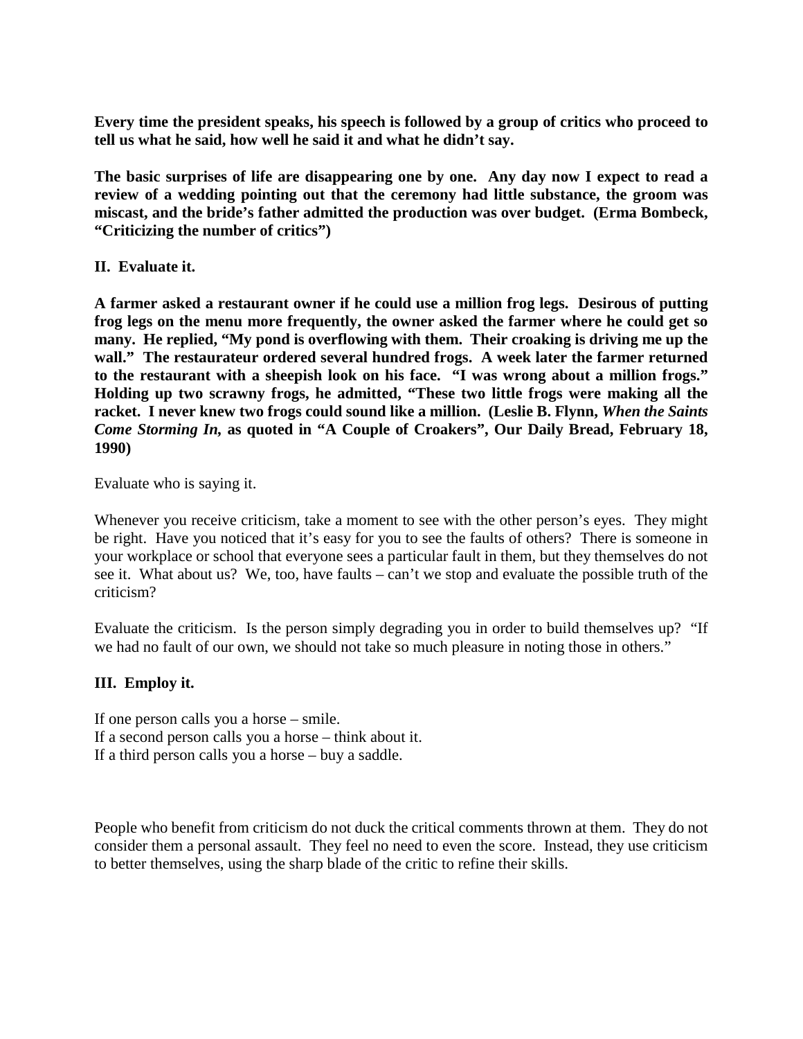**Every time the president speaks, his speech is followed by a group of critics who proceed to tell us what he said, how well he said it and what he didn't say.**

**The basic surprises of life are disappearing one by one. Any day now I expect to read a review of a wedding pointing out that the ceremony had little substance, the groom was miscast, and the bride's father admitted the production was over budget. (Erma Bombeck, "Criticizing the number of critics")**

## II. Evaluate it.

**A farmer asked a restaurant owner if he could use a million frog legs. Desirous of putting frog legs on the menu more frequently, the owner asked the farmer where he could get so many. He replied, "My pond is overflowing with them. Their croaking is driving me up the wall." The restaurateur ordered several hundred frogs. A week later the farmer returned to the restaurant with a sheepish look on his face. "I was wrong about a million frogs." Holding up two scrawny frogs, he admitted, "These two little frogs were making all the racket. I never knew two frogs could sound like a million. (Leslie B. Flynn, *When the Saints Come Storming In,* as quoted in "A Couple of Croakers", Our Daily Bread, February 18, 1990)**

Evaluate who is saying it.

Whenever you receive criticism, take a moment to see with the other person's eyes. They might be right. Have you noticed that it's easy for you to see the faults of others? There is someone in your workplace or school that everyone sees a particular fault in them, but they themselves do not see it. What about us? We, too, have faults – can't we stop and evaluate the possible truth of the criticism?

Evaluate the criticism. Is the person simply degrading you in order to build themselves up? "If we had no fault of our own, we should not take so much pleasure in noting those in others."

## III. Employ it.

If one person calls you a horse – smile.
If a second person calls you a horse – think about it.
If a third person calls you a horse – buy a saddle.

People who benefit from criticism do not duck the critical comments thrown at them. They do not consider them a personal assault. They feel no need to even the score. Instead, they use criticism to better themselves, using the sharp blade of the critic to refine their skills.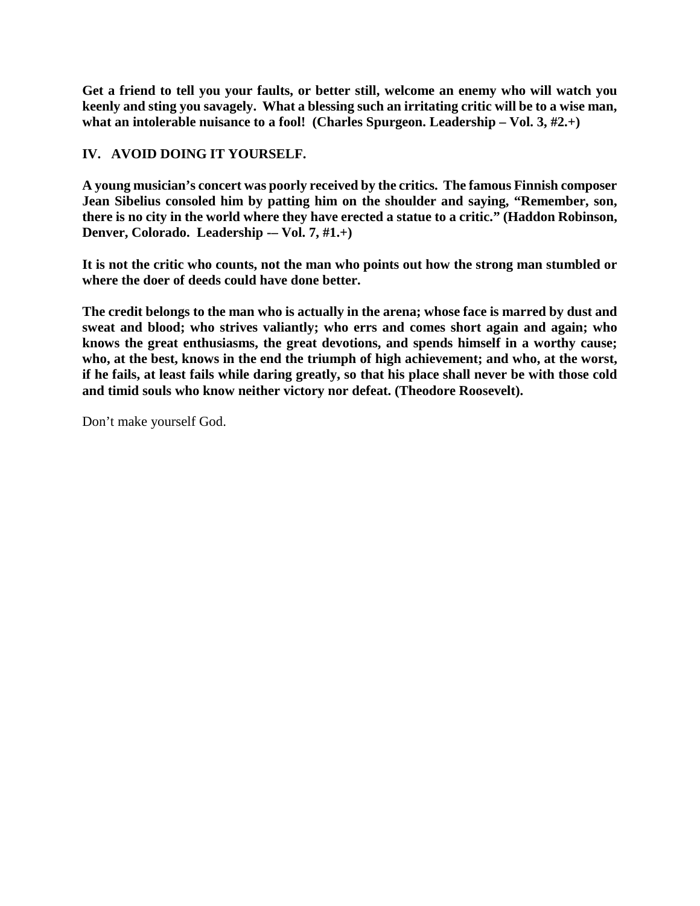**Get a friend to tell you your faults, or better still, welcome an enemy who will watch you keenly and sting you savagely. What a blessing such an irritating critic will be to a wise man, what an intolerable nuisance to a fool! (Charles Spurgeon. Leadership – Vol. 3, #2.+)**

## IV. AVOID DOING IT YOURSELF.

**A young musician's concert was poorly received by the critics. The famous Finnish composer Jean Sibelius consoled him by patting him on the shoulder and saying, "Remember, son, there is no city in the world where they have erected a statue to a critic." (Haddon Robinson, Denver, Colorado. Leadership -– Vol. 7, #1.+)**

**It is not the critic who counts, not the man who points out how the strong man stumbled or where the doer of deeds could have done better.**

**The credit belongs to the man who is actually in the arena; whose face is marred by dust and sweat and blood; who strives valiantly; who errs and comes short again and again; who knows the great enthusiasms, the great devotions, and spends himself in a worthy cause; who, at the best, knows in the end the triumph of high achievement; and who, at the worst, if he fails, at least fails while daring greatly, so that his place shall never be with those cold and timid souls who know neither victory nor defeat. (Theodore Roosevelt).**

Don't make yourself God.